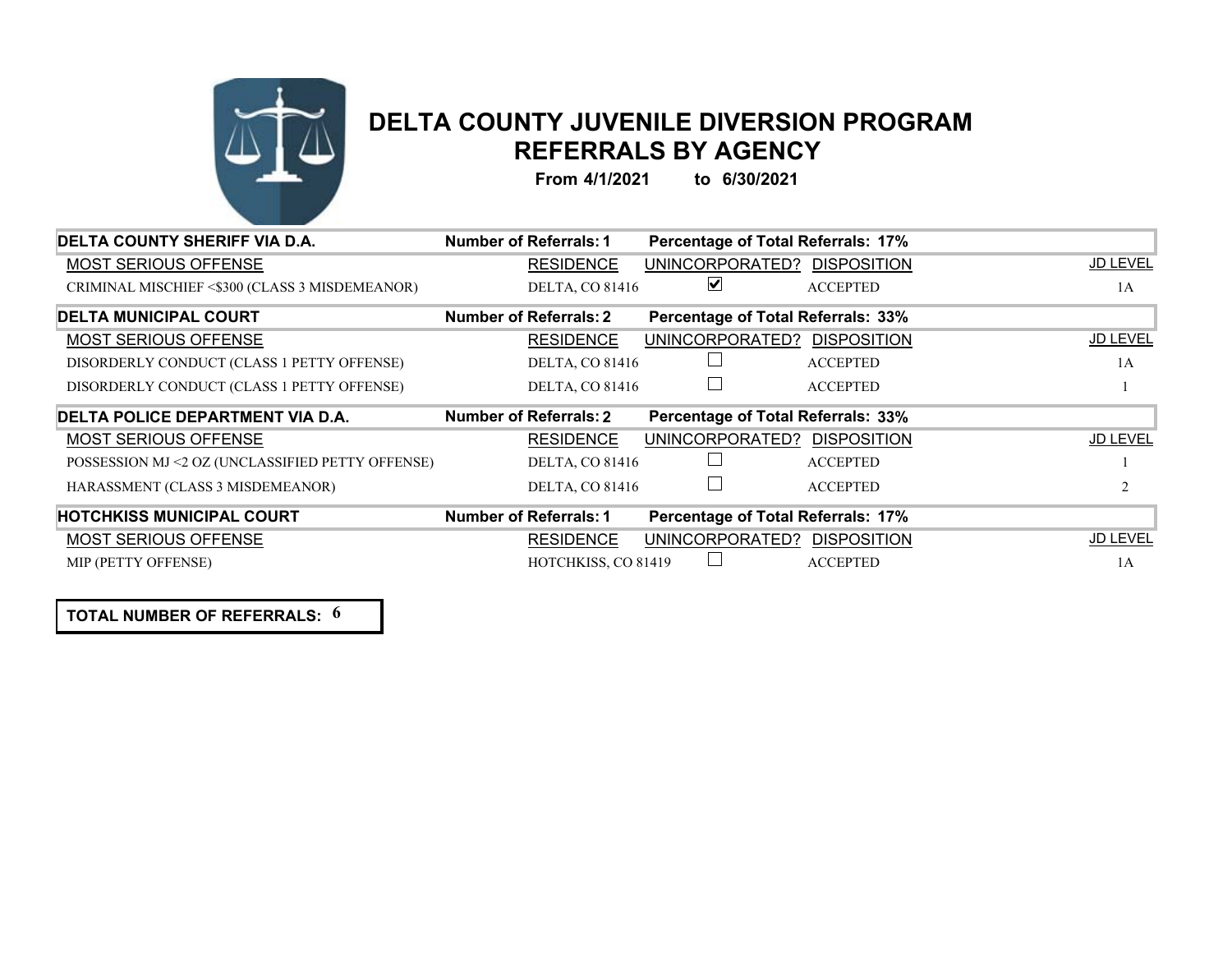# DELTA COUNTY JUVENILE DIVERSION PROGRAM
## REFERRALS BY AGENCY

**From 4/1/2021 to 6/30/2021**

**DELTA COUNTY SHERIFF VIA D.A.** — **Number of Referrals: 1** — **Percentage of Total Referrals: 17%**

| MOST SERIOUS OFFENSE | RESIDENCE | UNINCORPORATED? | DISPOSITION | JD LEVEL |
|---|---|---|---|---|
| CRIMINAL MISCHIEF <$300 (CLASS 3 MISDEMEANOR) | DELTA, CO 81416 | ☑ | ACCEPTED | 1A |

**DELTA MUNICIPAL COURT** — **Number of Referrals: 2** — **Percentage of Total Referrals: 33%**

| MOST SERIOUS OFFENSE | RESIDENCE | UNINCORPORATED? | DISPOSITION | JD LEVEL |
|---|---|---|---|---|
| DISORDERLY CONDUCT (CLASS 1 PETTY OFFENSE) | DELTA, CO 81416 | ☐ | ACCEPTED | 1A |
| DISORDERLY CONDUCT (CLASS 1 PETTY OFFENSE) | DELTA, CO 81416 | ☐ | ACCEPTED | 1 |

**DELTA POLICE DEPARTMENT VIA D.A.** — **Number of Referrals: 2** — **Percentage of Total Referrals: 33%**

| MOST SERIOUS OFFENSE | RESIDENCE | UNINCORPORATED? | DISPOSITION | JD LEVEL |
|---|---|---|---|---|
| POSSESSION MJ <2 OZ (UNCLASSIFIED PETTY OFFENSE) | DELTA, CO 81416 | ☐ | ACCEPTED | 1 |
| HARASSMENT (CLASS 3 MISDEMEANOR) | DELTA, CO 81416 | ☐ | ACCEPTED | 2 |

**HOTCHKISS MUNICIPAL COURT** — **Number of Referrals: 1** — **Percentage of Total Referrals: 17%**

| MOST SERIOUS OFFENSE | RESIDENCE | UNINCORPORATED? | DISPOSITION | JD LEVEL |
|---|---|---|---|---|
| MIP (PETTY OFFENSE) | HOTCHKISS, CO 81419 | ☐ | ACCEPTED | 1A |

**TOTAL NUMBER OF REFERRALS: 6**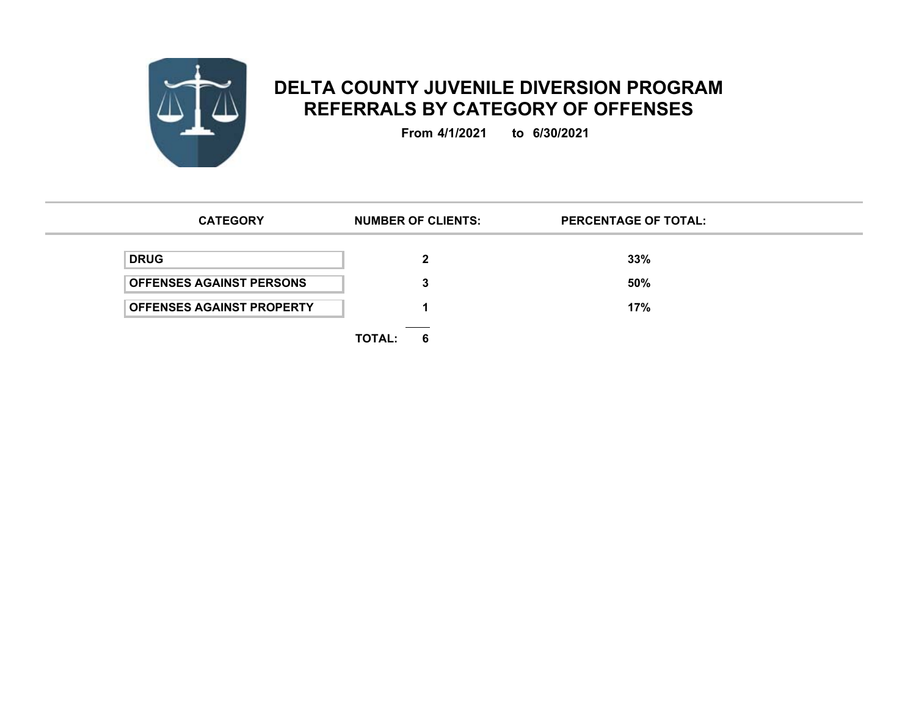# DELTA COUNTY JUVENILE DIVERSION PROGRAM
## REFERRALS BY CATEGORY OF OFFENSES

**From 4/1/2021 to 6/30/2021**

| CATEGORY | NUMBER OF CLIENTS: | PERCENTAGE OF TOTAL: |
|---|---|---|
| DRUG | 2 | 33% |
| OFFENSES AGAINST PERSONS | 3 | 50% |
| OFFENSES AGAINST PROPERTY | 1 | 17% |
| | TOTAL: 6 | |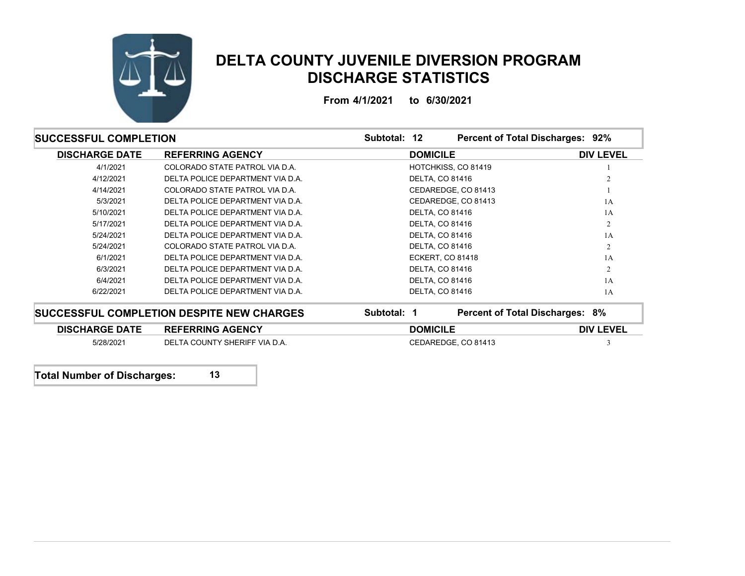# DELTA COUNTY JUVENILE DIVERSION PROGRAM
# DISCHARGE STATISTICS

**From 4/1/2021 to 6/30/2021**

## SUCCESSFUL COMPLETION

**Subtotal: 12** **Percent of Total Discharges: 92%**

| DISCHARGE DATE | REFERRING AGENCY | DOMICILE | DIV LEVEL |
| --- | --- | --- | --- |
| 4/1/2021 | COLORADO STATE PATROL VIA D.A. | HOTCHKISS, CO 81419 | 1 |
| 4/12/2021 | DELTA POLICE DEPARTMENT VIA D.A. | DELTA, CO 81416 | 2 |
| 4/14/2021 | COLORADO STATE PATROL VIA D.A. | CEDAREDGE, CO 81413 | 1 |
| 5/3/2021 | DELTA POLICE DEPARTMENT VIA D.A. | CEDAREDGE, CO 81413 | 1A |
| 5/10/2021 | DELTA POLICE DEPARTMENT VIA D.A. | DELTA, CO 81416 | 1A |
| 5/17/2021 | DELTA POLICE DEPARTMENT VIA D.A. | DELTA, CO 81416 | 2 |
| 5/24/2021 | DELTA POLICE DEPARTMENT VIA D.A. | DELTA, CO 81416 | 1A |
| 5/24/2021 | COLORADO STATE PATROL VIA D.A. | DELTA, CO 81416 | 2 |
| 6/1/2021 | DELTA POLICE DEPARTMENT VIA D.A. | ECKERT, CO 81418 | 1A |
| 6/3/2021 | DELTA POLICE DEPARTMENT VIA D.A. | DELTA, CO 81416 | 2 |
| 6/4/2021 | DELTA POLICE DEPARTMENT VIA D.A. | DELTA, CO 81416 | 1A |
| 6/22/2021 | DELTA POLICE DEPARTMENT VIA D.A. | DELTA, CO 81416 | 1A |

## SUCCESSFUL COMPLETION DESPITE NEW CHARGES

**Subtotal: 1** **Percent of Total Discharges: 8%**

| DISCHARGE DATE | REFERRING AGENCY | DOMICILE | DIV LEVEL |
| --- | --- | --- | --- |
| 5/28/2021 | DELTA COUNTY SHERIFF VIA D.A. | CEDAREDGE, CO 81413 | 3 |

**Total Number of Discharges: 13**